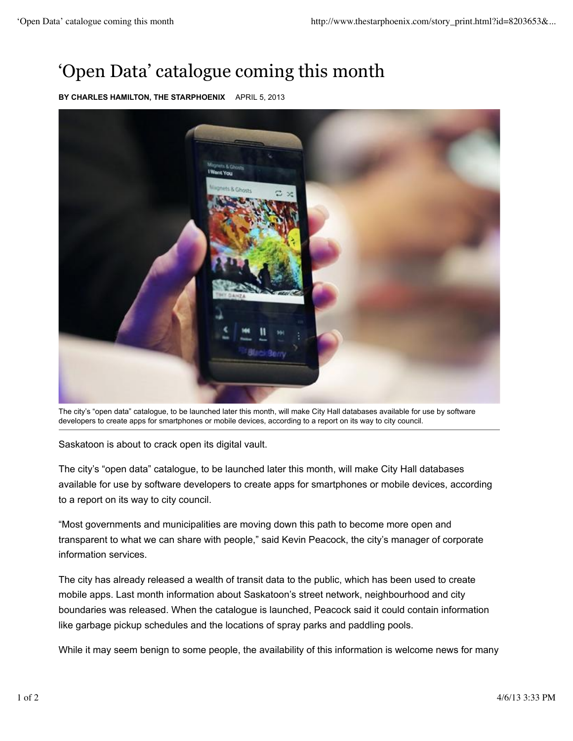# 'Open Data' catalogue coming this month

**BY CHARLES HAMILTON, THE STARPHOENIX** APRIL 5, 2013

The city's "open data" catalogue, to be launched later this month, will make City Hall databases available for use by software developers to create apps for smartphones or mobile devices, according to a report on its way to city council.

Saskatoon is about to crack open its digital vault.

The city's "open data" catalogue, to be launched later this month, will make City Hall databases available for use by software developers to create apps for smartphones or mobile devices, according to a report on its way to city council.

"Most governments and municipalities are moving down this path to become more open and transparent to what we can share with people," said Kevin Peacock, the city's manager of corporate information services.

The city has already released a wealth of transit data to the public, which has been used to create mobile apps. Last month information about Saskatoon's street network, neighbourhood and city boundaries was released. When the catalogue is launched, Peacock said it could contain information like garbage pickup schedules and the locations of spray parks and paddling pools.

While it may seem benign to some people, the availability of this information is welcome news for many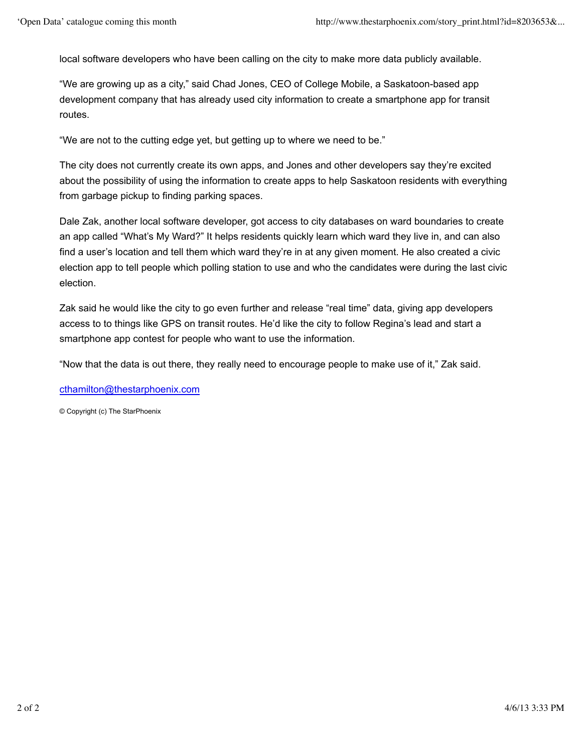local software developers who have been calling on the city to make more data publicly available.

“We are growing up as a city,” said Chad Jones, CEO of College Mobile, a Saskatoon-based app development company that has already used city information to create a smartphone app for transit routes.

“We are not to the cutting edge yet, but getting up to where we need to be.”

The city does not currently create its own apps, and Jones and other developers say they’re excited about the possibility of using the information to create apps to help Saskatoon residents with everything from garbage pickup to finding parking spaces.

Dale Zak, another local software developer, got access to city databases on ward boundaries to create an app called “What’s My Ward?” It helps residents quickly learn which ward they live in, and can also find a user’s location and tell them which ward they’re in at any given moment. He also created a civic election app to tell people which polling station to use and who the candidates were during the last civic election.

Zak said he would like the city to go even further and release “real time” data, giving app developers access to to things like GPS on transit routes. He’d like the city to follow Regina’s lead and start a smartphone app contest for people who want to use the information.

“Now that the data is out there, they really need to encourage people to make use of it,” Zak said.

cthamilton@thestarphoenix.com

© Copyright (c) The StarPhoenix